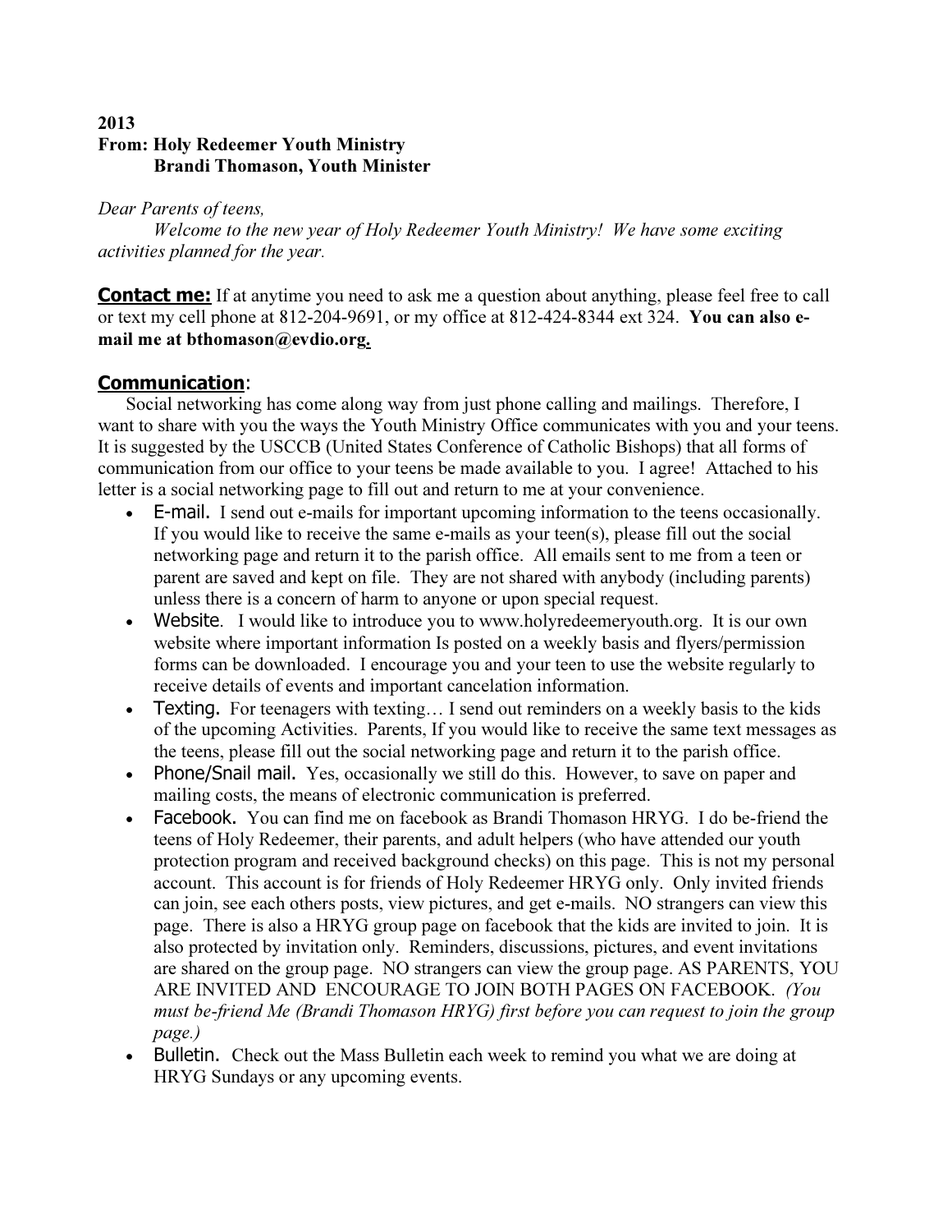**2013**
**From: Holy Redeemer Youth Ministry**
**Brandi Thomason, Youth Minister**

*Dear Parents of teens,*

*Welcome to the new year of Holy Redeemer Youth Ministry! We have some exciting activities planned for the year.*

**Contact me:** If at anytime you need to ask me a question about anything, please feel free to call or text my cell phone at 812-204-9691, or my office at 812-424-8344 ext 324. **You can also e-mail me at bthomason@evdio.org.**

## Communication:

Social networking has come along way from just phone calling and mailings. Therefore, I want to share with you the ways the Youth Ministry Office communicates with you and your teens. It is suggested by the USCCB (United States Conference of Catholic Bishops) that all forms of communication from our office to your teens be made available to you. I agree! Attached to his letter is a social networking page to fill out and return to me at your convenience.

- E-mail. I send out e-mails for important upcoming information to the teens occasionally. If you would like to receive the same e-mails as your teen(s), please fill out the social networking page and return it to the parish office. All emails sent to me from a teen or parent are saved and kept on file. They are not shared with anybody (including parents) unless there is a concern of harm to anyone or upon special request.
- Website. I would like to introduce you to www.holyredeemeryouth.org. It is our own website where important information Is posted on a weekly basis and flyers/permission forms can be downloaded. I encourage you and your teen to use the website regularly to receive details of events and important cancelation information.
- Texting. For teenagers with texting… I send out reminders on a weekly basis to the kids of the upcoming Activities. Parents, If you would like to receive the same text messages as the teens, please fill out the social networking page and return it to the parish office.
- Phone/Snail mail. Yes, occasionally we still do this. However, to save on paper and mailing costs, the means of electronic communication is preferred.
- Facebook. You can find me on facebook as Brandi Thomason HRYG. I do be-friend the teens of Holy Redeemer, their parents, and adult helpers (who have attended our youth protection program and received background checks) on this page. This is not my personal account. This account is for friends of Holy Redeemer HRYG only. Only invited friends can join, see each others posts, view pictures, and get e-mails. NO strangers can view this page. There is also a HRYG group page on facebook that the kids are invited to join. It is also protected by invitation only. Reminders, discussions, pictures, and event invitations are shared on the group page. NO strangers can view the group page. AS PARENTS, YOU ARE INVITED AND ENCOURAGE TO JOIN BOTH PAGES ON FACEBOOK. *(You must be-friend Me (Brandi Thomason HRYG) first before you can request to join the group page.)*
- Bulletin. Check out the Mass Bulletin each week to remind you what we are doing at HRYG Sundays or any upcoming events.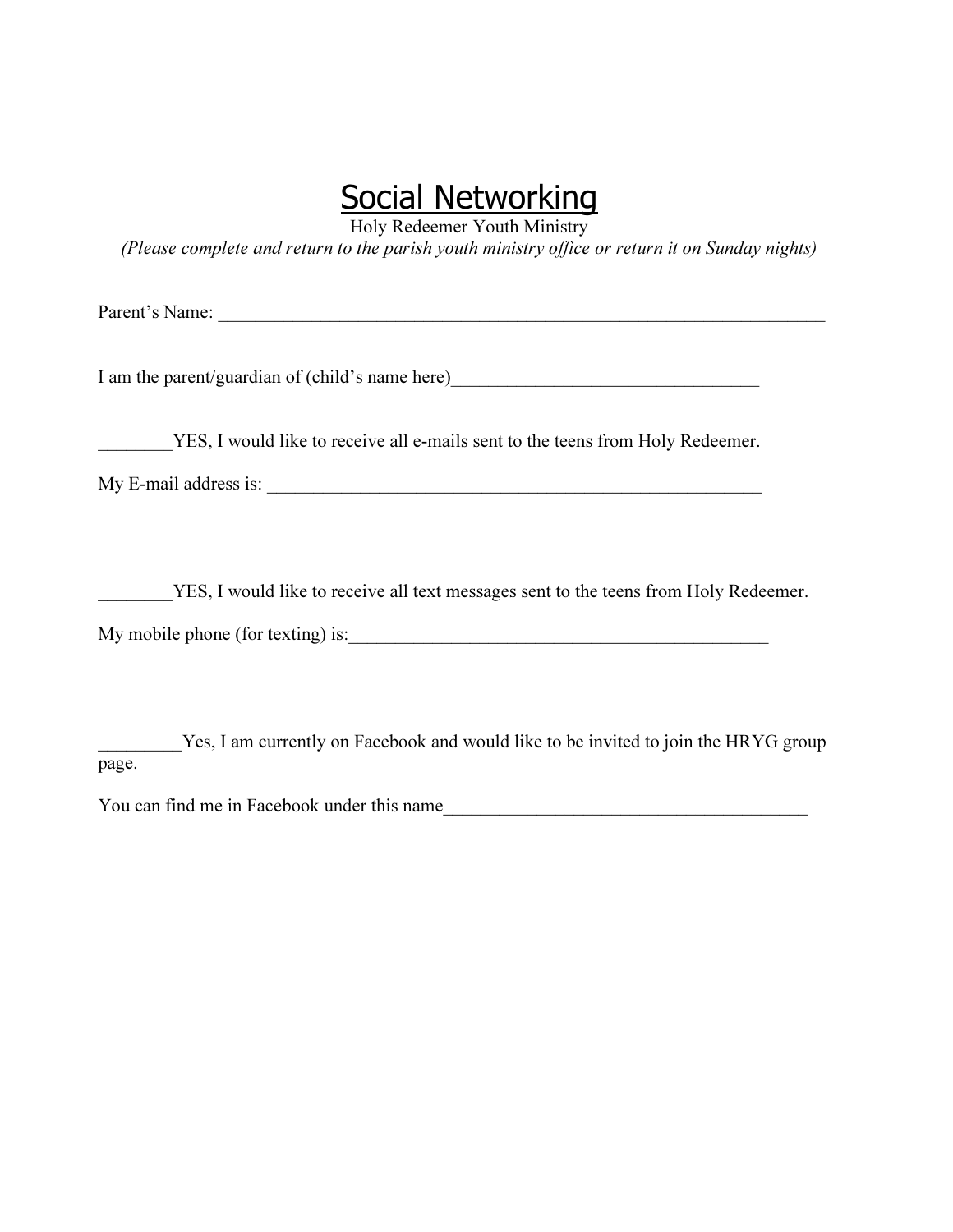# Social Networking

Holy Redeemer Youth Ministry

*(Please complete and return to the parish youth ministry office or return it on Sunday nights)*

Parent's Name: ______________________________________________________________________

I am the parent/guardian of (child's name here)_________________________________

________YES, I would like to receive all e-mails sent to the teens from Holy Redeemer.

My E-mail address is: _______________________________________________________

________YES, I would like to receive all text messages sent to the teens from Holy Redeemer.

My mobile phone (for texting) is:_____________________________________________

_________Yes, I am currently on Facebook and would like to be invited to join the HRYG group page.

You can find me in Facebook under this name_____________________________________